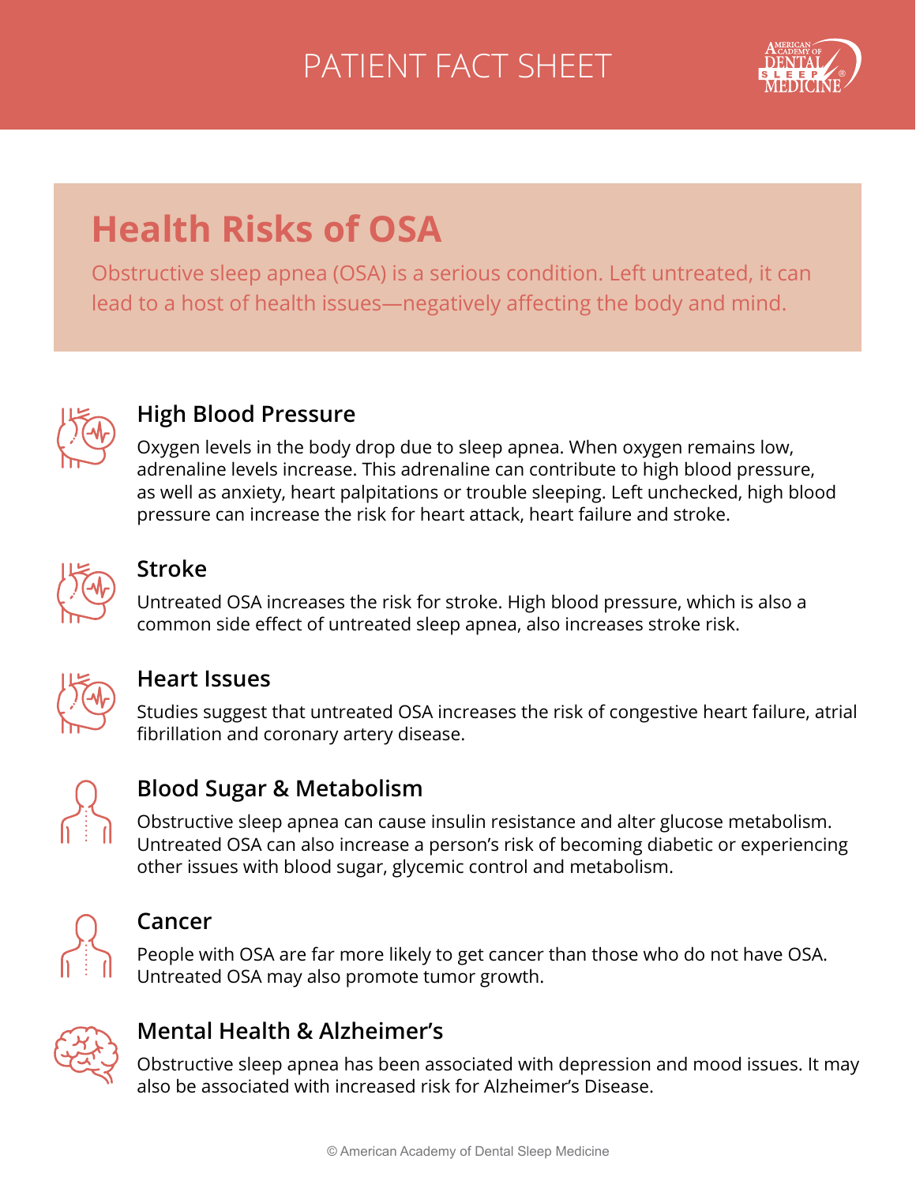PATIENT FACT SHEET

# Health Risks of OSA

Obstructive sleep apnea (OSA) is a serious condition. Left untreated, it can lead to a host of health issues—negatively affecting the body and mind.

## High Blood Pressure

Oxygen levels in the body drop due to sleep apnea. When oxygen remains low, adrenaline levels increase. This adrenaline can contribute to high blood pressure, as well as anxiety, heart palpitations or trouble sleeping. Left unchecked, high blood pressure can increase the risk for heart attack, heart failure and stroke.

## Stroke

Untreated OSA increases the risk for stroke. High blood pressure, which is also a common side effect of untreated sleep apnea, also increases stroke risk.

## Heart Issues

Studies suggest that untreated OSA increases the risk of congestive heart failure, atrial fibrillation and coronary artery disease.

## Blood Sugar & Metabolism

Obstructive sleep apnea can cause insulin resistance and alter glucose metabolism. Untreated OSA can also increase a person's risk of becoming diabetic or experiencing other issues with blood sugar, glycemic control and metabolism.

## Cancer

People with OSA are far more likely to get cancer than those who do not have OSA. Untreated OSA may also promote tumor growth.

## Mental Health & Alzheimer's

Obstructive sleep apnea has been associated with depression and mood issues. It may also be associated with increased risk for Alzheimer's Disease.

© American Academy of Dental Sleep Medicine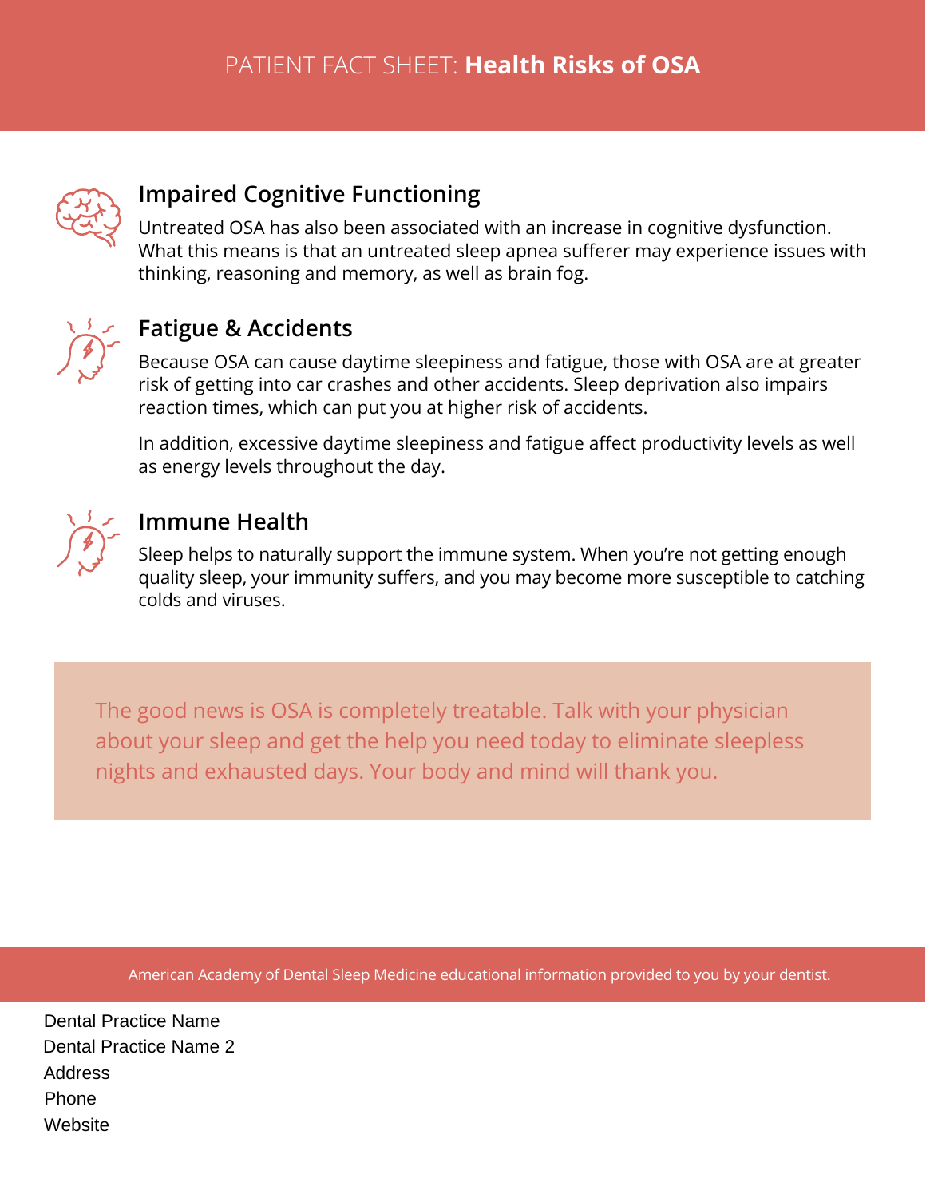# PATIENT FACT SHEET: **Health Risks of OSA**

## Impaired Cognitive Functioning

Untreated OSA has also been associated with an increase in cognitive dysfunction. What this means is that an untreated sleep apnea sufferer may experience issues with thinking, reasoning and memory, as well as brain fog.

## Fatigue & Accidents

Because OSA can cause daytime sleepiness and fatigue, those with OSA are at greater risk of getting into car crashes and other accidents. Sleep deprivation also impairs reaction times, which can put you at higher risk of accidents.

In addition, excessive daytime sleepiness and fatigue affect productivity levels as well as energy levels throughout the day.

## Immune Health

Sleep helps to naturally support the immune system. When you're not getting enough quality sleep, your immunity suffers, and you may become more susceptible to catching colds and viruses.

The good news is OSA is completely treatable. Talk with your physician about your sleep and get the help you need today to eliminate sleepless nights and exhausted days. Your body and mind will thank you.

American Academy of Dental Sleep Medicine educational information provided to you by your dentist.

Dental Practice Name
Dental Practice Name 2
Address
Phone
Website